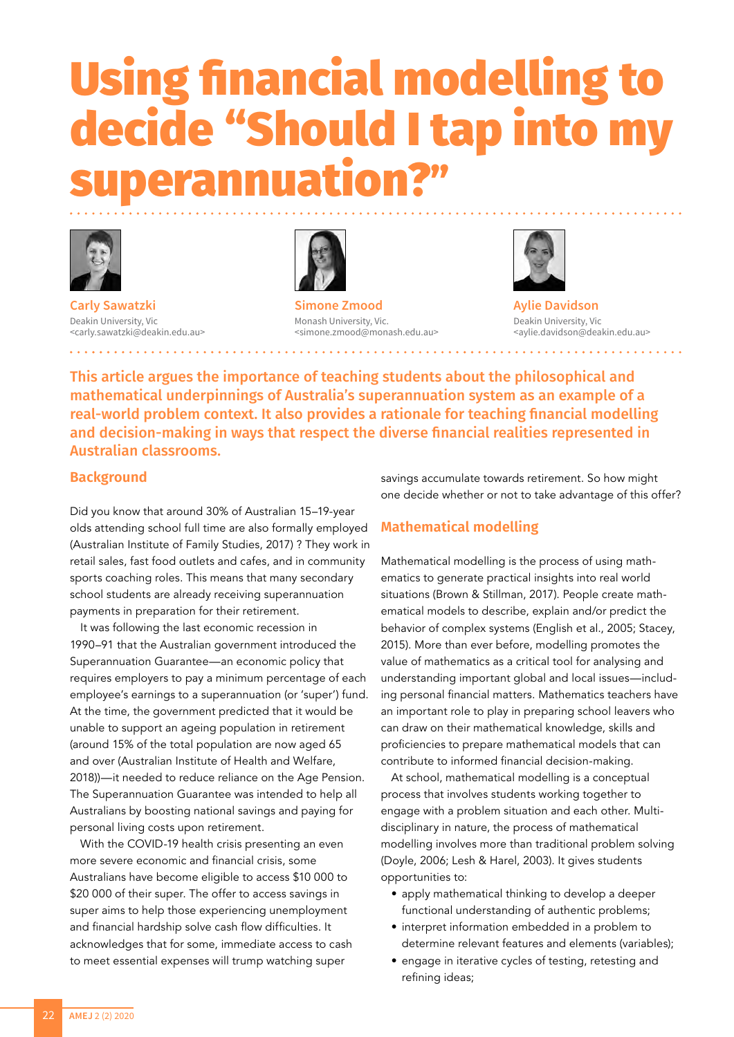# Using financial modelling to decide "Should I tap into my superannuation?"

**Carly Sawatzki**
Deakin University, Vic
<carly.sawatzki@deakin.edu.au>

**Simone Zmood**
Monash University, Vic.
<simone.zmood@monash.edu.au>

**Aylie Davidson**
Deakin University, Vic
<aylie.davidson@deakin.edu.au>

**This article argues the importance of teaching students about the philosophical and mathematical underpinnings of Australia's superannuation system as an example of a real-world problem context. It also provides a rationale for teaching financial modelling and decision-making in ways that respect the diverse financial realities represented in Australian classrooms.**

## Background

Did you know that around 30% of Australian 15–19-year olds attending school full time are also formally employed (Australian Institute of Family Studies, 2017) ? They work in retail sales, fast food outlets and cafes, and in community sports coaching roles. This means that many secondary school students are already receiving superannuation payments in preparation for their retirement.

It was following the last economic recession in 1990–91 that the Australian government introduced the Superannuation Guarantee—an economic policy that requires employers to pay a minimum percentage of each employee's earnings to a superannuation (or 'super') fund. At the time, the government predicted that it would be unable to support an ageing population in retirement (around 15% of the total population are now aged 65 and over (Australian Institute of Health and Welfare, 2018))—it needed to reduce reliance on the Age Pension. The Superannuation Guarantee was intended to help all Australians by boosting national savings and paying for personal living costs upon retirement.

With the COVID-19 health crisis presenting an even more severe economic and financial crisis, some Australians have become eligible to access \$10 000 to \$20 000 of their super. The offer to access savings in super aims to help those experiencing unemployment and financial hardship solve cash flow difficulties. It acknowledges that for some, immediate access to cash to meet essential expenses will trump watching super savings accumulate towards retirement. So how might one decide whether or not to take advantage of this offer?

## Mathematical modelling

Mathematical modelling is the process of using mathematics to generate practical insights into real world situations (Brown & Stillman, 2017). People create mathematical models to describe, explain and/or predict the behavior of complex systems (English et al., 2005; Stacey, 2015). More than ever before, modelling promotes the value of mathematics as a critical tool for analysing and understanding important global and local issues—including personal financial matters. Mathematics teachers have an important role to play in preparing school leavers who can draw on their mathematical knowledge, skills and proficiencies to prepare mathematical models that can contribute to informed financial decision-making.

At school, mathematical modelling is a conceptual process that involves students working together to engage with a problem situation and each other. Multidisciplinary in nature, the process of mathematical modelling involves more than traditional problem solving (Doyle, 2006; Lesh & Harel, 2003). It gives students opportunities to:

- apply mathematical thinking to develop a deeper functional understanding of authentic problems;
- interpret information embedded in a problem to determine relevant features and elements (variables);
- engage in iterative cycles of testing, retesting and refining ideas;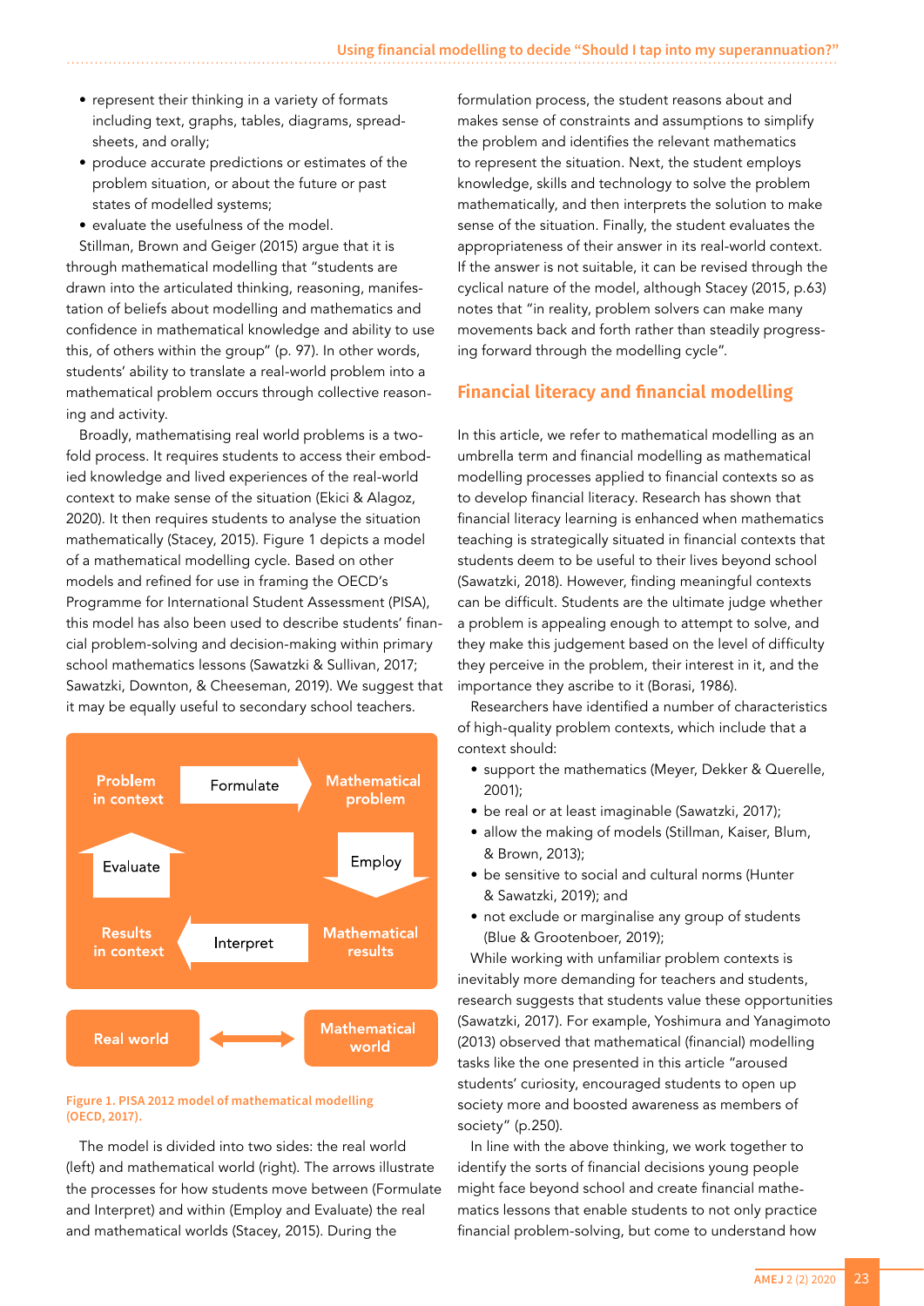- represent their thinking in a variety of formats including text, graphs, tables, diagrams, spreadsheets, and orally;
- produce accurate predictions or estimates of the problem situation, or about the future or past states of modelled systems;
- evaluate the usefulness of the model.

Stillman, Brown and Geiger (2015) argue that it is through mathematical modelling that "students are drawn into the articulated thinking, reasoning, manifestation of beliefs about modelling and mathematics and confidence in mathematical knowledge and ability to use this, of others within the group" (p. 97). In other words, students' ability to translate a real-world problem into a mathematical problem occurs through collective reasoning and activity.

Broadly, mathematising real world problems is a two-fold process. It requires students to access their embodied knowledge and lived experiences of the real-world context to make sense of the situation (Ekici & Alagoz, 2020). It then requires students to analyse the situation mathematically (Stacey, 2015). Figure 1 depicts a model of a mathematical modelling cycle. Based on other models and refined for use in framing the OECD's Programme for International Student Assessment (PISA), this model has also been used to describe students' financial problem-solving and decision-making within primary school mathematics lessons (Sawatzki & Sullivan, 2017; Sawatzki, Downton, & Cheeseman, 2019). We suggest that it may be equally useful to secondary school teachers.

Problem in context → Formulate → Mathematical problem → Employ → Mathematical results → Interpret → Results in context → Evaluate → Problem in context

Real world ↔ Mathematical world

Figure 1. PISA 2012 model of mathematical modelling (OECD, 2017).

The model is divided into two sides: the real world (left) and mathematical world (right). The arrows illustrate the processes for how students move between (Formulate and Interpret) and within (Employ and Evaluate) the real and mathematical worlds (Stacey, 2015). During the formulation process, the student reasons about and makes sense of constraints and assumptions to simplify the problem and identifies the relevant mathematics to represent the situation. Next, the student employs knowledge, skills and technology to solve the problem mathematically, and then interprets the solution to make sense of the situation. Finally, the student evaluates the appropriateness of their answer in its real-world context. If the answer is not suitable, it can be revised through the cyclical nature of the model, although Stacey (2015, p.63) notes that "in reality, problem solvers can make many movements back and forth rather than steadily progressing forward through the modelling cycle".

## Financial literacy and financial modelling

In this article, we refer to mathematical modelling as an umbrella term and financial modelling as mathematical modelling processes applied to financial contexts so as to develop financial literacy. Research has shown that financial literacy learning is enhanced when mathematics teaching is strategically situated in financial contexts that students deem to be useful to their lives beyond school (Sawatzki, 2018). However, finding meaningful contexts can be difficult. Students are the ultimate judge whether a problem is appealing enough to attempt to solve, and they make this judgement based on the level of difficulty they perceive in the problem, their interest in it, and the importance they ascribe to it (Borasi, 1986).

Researchers have identified a number of characteristics of high-quality problem contexts, which include that a context should:

- support the mathematics (Meyer, Dekker & Querelle, 2001);
- be real or at least imaginable (Sawatzki, 2017);
- allow the making of models (Stillman, Kaiser, Blum, & Brown, 2013);
- be sensitive to social and cultural norms (Hunter & Sawatzki, 2019); and
- not exclude or marginalise any group of students (Blue & Grootenboer, 2019);

While working with unfamiliar problem contexts is inevitably more demanding for teachers and students, research suggests that students value these opportunities (Sawatzki, 2017). For example, Yoshimura and Yanagimoto (2013) observed that mathematical (financial) modelling tasks like the one presented in this article "aroused students' curiosity, encouraged students to open up society more and boosted awareness as members of society" (p.250).

In line with the above thinking, we work together to identify the sorts of financial decisions young people might face beyond school and create financial mathematics lessons that enable students to not only practice financial problem-solving, but come to understand how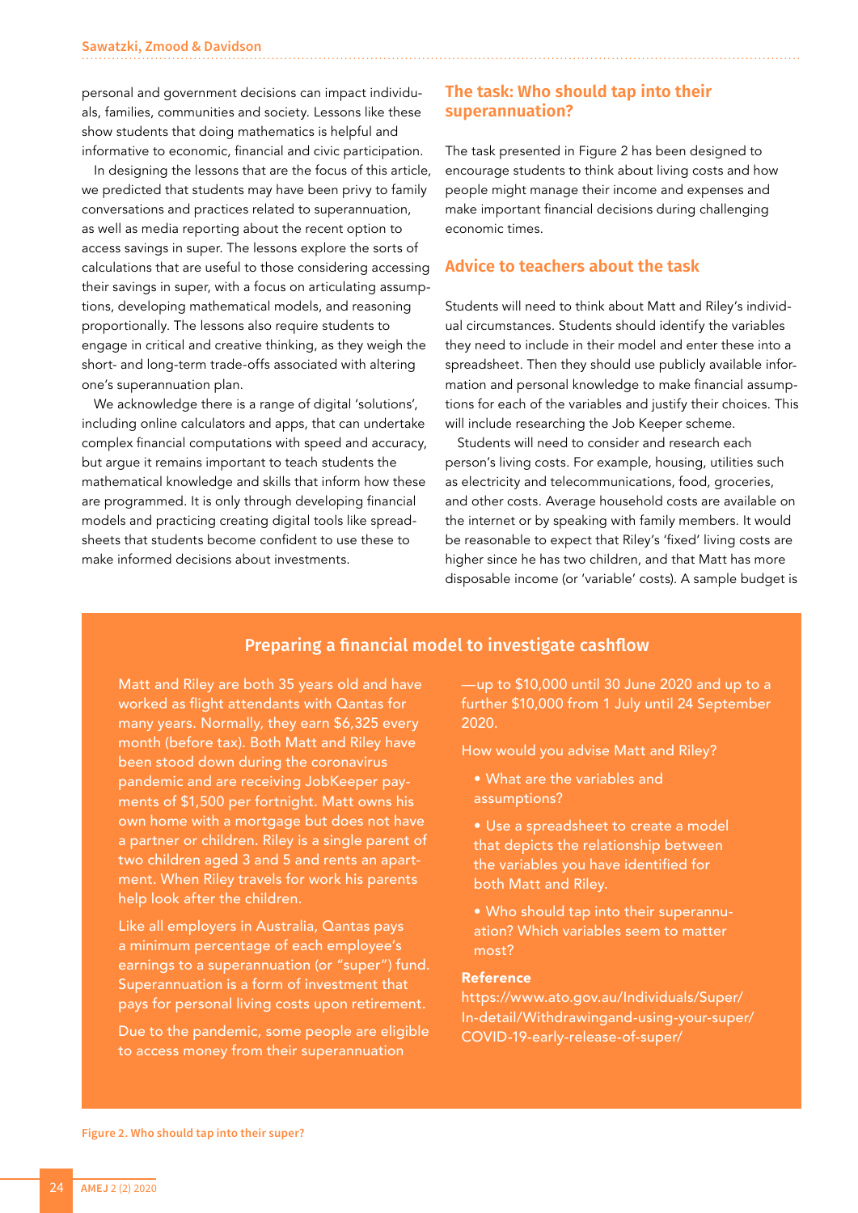personal and government decisions can impact individuals, families, communities and society. Lessons like these show students that doing mathematics is helpful and informative to economic, financial and civic participation.

In designing the lessons that are the focus of this article, we predicted that students may have been privy to family conversations and practices related to superannuation, as well as media reporting about the recent option to access savings in super. The lessons explore the sorts of calculations that are useful to those considering accessing their savings in super, with a focus on articulating assumptions, developing mathematical models, and reasoning proportionally. The lessons also require students to engage in critical and creative thinking, as they weigh the short- and long-term trade-offs associated with altering one's superannuation plan.

We acknowledge there is a range of digital 'solutions', including online calculators and apps, that can undertake complex financial computations with speed and accuracy, but argue it remains important to teach students the mathematical knowledge and skills that inform how these are programmed. It is only through developing financial models and practicing creating digital tools like spreadsheets that students become confident to use these to make informed decisions about investments.

## The task: Who should tap into their superannuation?

The task presented in Figure 2 has been designed to encourage students to think about living costs and how people might manage their income and expenses and make important financial decisions during challenging economic times.

## Advice to teachers about the task

Students will need to think about Matt and Riley's individual circumstances. Students should identify the variables they need to include in their model and enter these into a spreadsheet. Then they should use publicly available information and personal knowledge to make financial assumptions for each of the variables and justify their choices. This will include researching the Job Keeper scheme.

Students will need to consider and research each person's living costs. For example, housing, utilities such as electricity and telecommunications, food, groceries, and other costs. Average household costs are available on the internet or by speaking with family members. It would be reasonable to expect that Riley's 'fixed' living costs are higher since he has two children, and that Matt has more disposable income (or 'variable' costs). A sample budget is

### Preparing a financial model to investigate cashflow

Matt and Riley are both 35 years old and have worked as flight attendants with Qantas for many years. Normally, they earn $6,325 every month (before tax). Both Matt and Riley have been stood down during the coronavirus pandemic and are receiving JobKeeper payments of $1,500 per fortnight. Matt owns his own home with a mortgage but does not have a partner or children. Riley is a single parent of two children aged 3 and 5 and rents an apartment. When Riley travels for work his parents help look after the children.

Like all employers in Australia, Qantas pays a minimum percentage of each employee's earnings to a superannuation (or "super") fund. Superannuation is a form of investment that pays for personal living costs upon retirement.

Due to the pandemic, some people are eligible to access money from their superannuation—up to $10,000 until 30 June 2020 and up to a further $10,000 from 1 July until 24 September 2020.

How would you advise Matt and Riley?

- What are the variables and assumptions?
- Use a spreadsheet to create a model that depicts the relationship between the variables you have identified for both Matt and Riley.
- Who should tap into their superannuation? Which variables seem to matter most?

**Reference**

https://www.ato.gov.au/Individuals/Super/In-detail/Withdrawingand-using-your-super/COVID-19-early-release-of-super/

Figure 2. Who should tap into their super?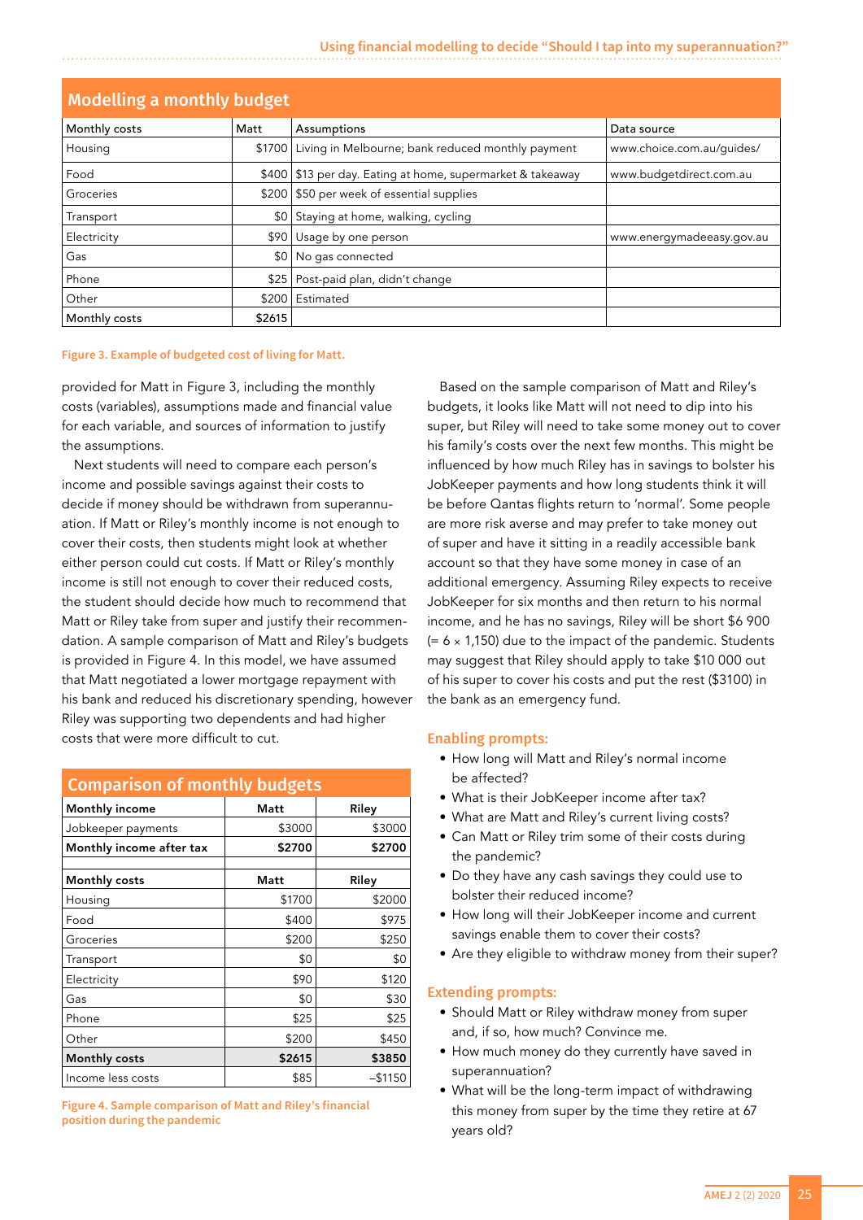## Modelling a monthly budget

| Monthly costs | Matt | Assumptions | Data source |
|---|---|---|---|
| Housing | $1700 | Living in Melbourne; bank reduced monthly payment | www.choice.com.au/guides/ |
| Food | $400 | $13 per day. Eating at home, supermarket & takeaway | www.budgetdirect.com.au |
| Groceries | $200 | $50 per week of essential supplies | |
| Transport | $0 | Staying at home, walking, cycling | |
| Electricity | $90 | Usage by one person | www.energymadeeasy.gov.au |
| Gas | $0 | No gas connected | |
| Phone | $25 | Post-paid plan, didn't change | |
| Other | $200 | Estimated | |
| Monthly costs | $2615 | | |

Figure 3. Example of budgeted cost of living for Matt.

provided for Matt in Figure 3, including the monthly costs (variables), assumptions made and financial value for each variable, and sources of information to justify the assumptions.

Next students will need to compare each person's income and possible savings against their costs to decide if money should be withdrawn from superannuation. If Matt or Riley's monthly income is not enough to cover their costs, then students might look at whether either person could cut costs. If Matt or Riley's monthly income is still not enough to cover their reduced costs, the student should decide how much to recommend that Matt or Riley take from super and justify their recommendation. A sample comparison of Matt and Riley's budgets is provided in Figure 4. In this model, we have assumed that Matt negotiated a lower mortgage repayment with his bank and reduced his discretionary spending, however Riley was supporting two dependents and had higher costs that were more difficult to cut.

## Comparison of monthly budgets

| **Monthly income** | **Matt** | **Riley** |
|---|---|---|
| Jobkeeper payments | $3000 | $3000 |
| **Monthly income after tax** | **$2700** | **$2700** |
| | | |
| **Monthly costs** | **Matt** | **Riley** |
| Housing | $1700 | $2000 |
| Food | $400 | $975 |
| Groceries | $200 | $250 |
| Transport | $0 | $0 |
| Electricity | $90 | $120 |
| Gas | $0 | $30 |
| Phone | $25 | $25 |
| Other | $200 | $450 |
| **Monthly costs** | **$2615** | **$3850** |
| Income less costs | $85 | –$1150 |

Figure 4. Sample comparison of Matt and Riley's financial position during the pandemic

Based on the sample comparison of Matt and Riley's budgets, it looks like Matt will not need to dip into his super, but Riley will need to take some money out to cover his family's costs over the next few months. This might be influenced by how much Riley has in savings to bolster his JobKeeper payments and how long students think it will be before Qantas flights return to 'normal'. Some people are more risk averse and may prefer to take money out of super and have it sitting in a readily accessible bank account so that they have some money in case of an additional emergency. Assuming Riley expects to receive JobKeeper for six months and then return to his normal income, and he has no savings, Riley will be short $6 900 (= 6 × 1,150) due to the impact of the pandemic. Students may suggest that Riley should apply to take $10 000 out of his super to cover his costs and put the rest ($3100) in the bank as an emergency fund.

### Enabling prompts:

- How long will Matt and Riley's normal income be affected?
- What is their JobKeeper income after tax?
- What are Matt and Riley's current living costs?
- Can Matt or Riley trim some of their costs during the pandemic?
- Do they have any cash savings they could use to bolster their reduced income?
- How long will their JobKeeper income and current savings enable them to cover their costs?
- Are they eligible to withdraw money from their super?

### Extending prompts:

- Should Matt or Riley withdraw money from super and, if so, how much? Convince me.
- How much money do they currently have saved in superannuation?
- What will be the long-term impact of withdrawing this money from super by the time they retire at 67 years old?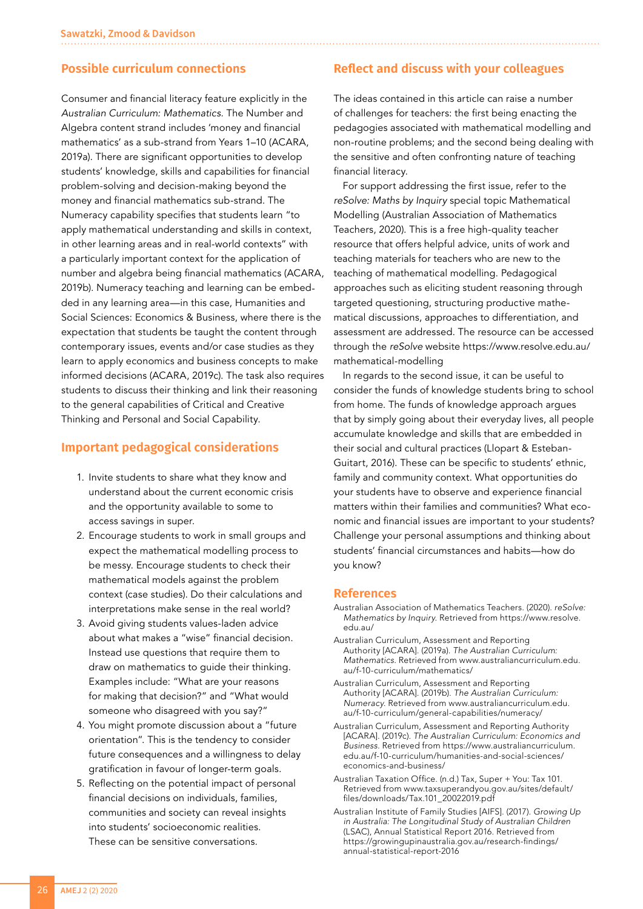## Possible curriculum connections

Consumer and financial literacy feature explicitly in the *Australian Curriculum: Mathematics*. The Number and Algebra content strand includes 'money and financial mathematics' as a sub-strand from Years 1–10 (ACARA, 2019a). There are significant opportunities to develop students' knowledge, skills and capabilities for financial problem-solving and decision-making beyond the money and financial mathematics sub-strand. The Numeracy capability specifies that students learn "to apply mathematical understanding and skills in context, in other learning areas and in real-world contexts" with a particularly important context for the application of number and algebra being financial mathematics (ACARA, 2019b). Numeracy teaching and learning can be embedded in any learning area—in this case, Humanities and Social Sciences: Economics & Business, where there is the expectation that students be taught the content through contemporary issues, events and/or case studies as they learn to apply economics and business concepts to make informed decisions (ACARA, 2019c). The task also requires students to discuss their thinking and link their reasoning to the general capabilities of Critical and Creative Thinking and Personal and Social Capability.

## Important pedagogical considerations

1. Invite students to share what they know and understand about the current economic crisis and the opportunity available to some to access savings in super.
2. Encourage students to work in small groups and expect the mathematical modelling process to be messy. Encourage students to check their mathematical models against the problem context (case studies). Do their calculations and interpretations make sense in the real world?
3. Avoid giving students values-laden advice about what makes a "wise" financial decision. Instead use questions that require them to draw on mathematics to guide their thinking. Examples include: "What are your reasons for making that decision?" and "What would someone who disagreed with you say?"
4. You might promote discussion about a "future orientation". This is the tendency to consider future consequences and a willingness to delay gratification in favour of longer-term goals.
5. Reflecting on the potential impact of personal financial decisions on individuals, families, communities and society can reveal insights into students' socioeconomic realities. These can be sensitive conversations.

## Reflect and discuss with your colleagues

The ideas contained in this article can raise a number of challenges for teachers: the first being enacting the pedagogies associated with mathematical modelling and non-routine problems; and the second being dealing with the sensitive and often confronting nature of teaching financial literacy.

For support addressing the first issue, refer to the *reSolve: Maths by Inquiry* special topic Mathematical Modelling (Australian Association of Mathematics Teachers, 2020). This is a free high-quality teacher resource that offers helpful advice, units of work and teaching materials for teachers who are new to the teaching of mathematical modelling. Pedagogical approaches such as eliciting student reasoning through targeted questioning, structuring productive mathematical discussions, approaches to differentiation, and assessment are addressed. The resource can be accessed through the *reSolve* website https://www.resolve.edu.au/mathematical-modelling

In regards to the second issue, it can be useful to consider the funds of knowledge students bring to school from home. The funds of knowledge approach argues that by simply going about their everyday lives, all people accumulate knowledge and skills that are embedded in their social and cultural practices (Llopart & Esteban-Guitart, 2016). These can be specific to students' ethnic, family and community context. What opportunities do your students have to observe and experience financial matters within their families and communities? What economic and financial issues are important to your students? Challenge your personal assumptions and thinking about students' financial circumstances and habits—how do you know?

## References

Australian Association of Mathematics Teachers. (2020). *reSolve: Mathematics by Inquiry.* Retrieved from https://www.resolve.edu.au/

Australian Curriculum, Assessment and Reporting Authority [ACARA]. (2019a). *The Australian Curriculum: Mathematics.* Retrieved from www.australiancurriculum.edu.au/f-10-curriculum/mathematics/

Australian Curriculum, Assessment and Reporting Authority [ACARA]. (2019b). *The Australian Curriculum: Numeracy.* Retrieved from www.australiancurriculum.edu.au/f-10-curriculum/general-capabilities/numeracy/

Australian Curriculum, Assessment and Reporting Authority [ACARA]. (2019c). *The Australian Curriculum: Economics and Business.* Retrieved from https://www.australiancurriculum.edu.au/f-10-curriculum/humanities-and-social-sciences/economics-and-business/

Australian Taxation Office. (n.d.) Tax, Super + You: Tax 101. Retrieved from www.taxsuperandyou.gov.au/sites/default/files/downloads/Tax.101_20022019.pdf

Australian Institute of Family Studies [AIFS]. (2017). *Growing Up in Australia: The Longitudinal Study of Australian Children* (LSAC), Annual Statistical Report 2016. Retrieved from https://growingupinaustralia.gov.au/research-findings/annual-statistical-report-2016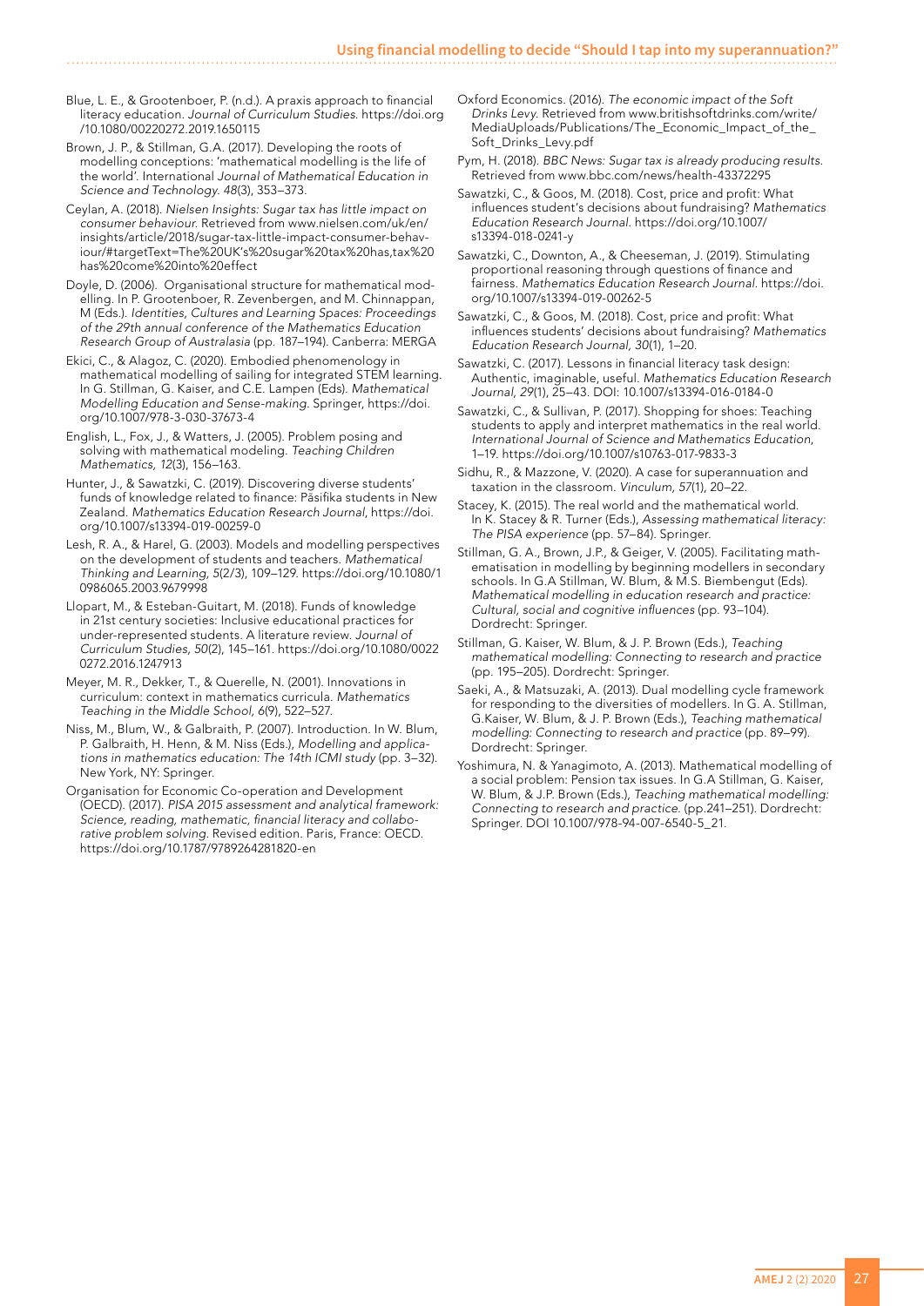Blue, L. E., & Grootenboer, P. (n.d.). A praxis approach to financial literacy education. *Journal of Curriculum Studies*. https://doi.org/10.1080/00220272.2019.1650115

Brown, J. P., & Stillman, G.A. (2017). Developing the roots of modelling conceptions: 'mathematical modelling is the life of the world'. International *Journal of Mathematical Education in Science and Technology. 48*(3), 353–373.

Ceylan, A. (2018). *Nielsen Insights: Sugar tax has little impact on consumer behaviour.* Retrieved from www.nielsen.com/uk/en/insights/article/2018/sugar-tax-little-impact-consumer-behaviour/#targetText=The%20UK's%20sugar%20tax%20has,tax%20has%20come%20into%20effect

Doyle, D. (2006). Organisational structure for mathematical modelling. In P. Grootenboer, R. Zevenbergen, and M. Chinnappan, M (Eds.). *Identities, Cultures and Learning Spaces: Proceedings of the 29th annual conference of the Mathematics Education Research Group of Australasia* (pp. 187–194). Canberra: MERGA

Ekici, C., & Alagoz, C. (2020). Embodied phenomenology in mathematical modelling of sailing for integrated STEM learning. In G. Stillman, G. Kaiser, and C.E. Lampen (Eds). *Mathematical Modelling Education and Sense-making*. Springer, https://doi.org/10.1007/978-3-030-37673-4

English, L., Fox, J., & Watters, J. (2005). Problem posing and solving with mathematical modeling. *Teaching Children Mathematics, 12*(3), 156–163.

Hunter, J., & Sawatzki, C. (2019). Discovering diverse students' funds of knowledge related to finance: Pāsifika students in New Zealand. *Mathematics Education Research Journal*, https://doi.org/10.1007/s13394-019-00259-0

Lesh, R. A., & Harel, G. (2003). Models and modelling perspectives on the development of students and teachers. *Mathematical Thinking and Learning, 5*(2/3), 109–129. https://doi.org/10.1080/10986065.2003.9679998

Llopart, M., & Esteban-Guitart, M. (2018). Funds of knowledge in 21st century societies: Inclusive educational practices for under-represented students. A literature review. *Journal of Curriculum Studies, 50*(2), 145–161. https://doi.org/10.1080/00220272.2016.1247913

Meyer, M. R., Dekker, T., & Querelle, N. (2001). Innovations in curriculum: context in mathematics curricula. *Mathematics Teaching in the Middle School, 6*(9), 522–527.

Niss, M., Blum, W., & Galbraith, P. (2007). Introduction. In W. Blum, P. Galbraith, H. Henn, & M. Niss (Eds.), *Modelling and applications in mathematics education: The 14th ICMI study* (pp. 3–32). New York, NY: Springer.

Organisation for Economic Co-operation and Development (OECD). (2017). *PISA 2015 assessment and analytical framework: Science, reading, mathematic, financial literacy and collaborative problem solving*. Revised edition. Paris, France: OECD. https://doi.org/10.1787/9789264281820-en

Oxford Economics. (2016). *The economic impact of the Soft Drinks Levy.* Retrieved from www.britishsoftdrinks.com/write/MediaUploads/Publications/The_Economic_Impact_of_the_Soft_Drinks_Levy.pdf

Pym, H. (2018). *BBC News: Sugar tax is already producing results.* Retrieved from www.bbc.com/news/health-43372295

Sawatzki, C., & Goos, M. (2018). Cost, price and profit: What influences student's decisions about fundraising? *Mathematics Education Research Journal*. https://doi.org/10.1007/s13394-018-0241-y

Sawatzki, C., Downton, A., & Cheeseman, J. (2019). Stimulating proportional reasoning through questions of finance and fairness. *Mathematics Education Research Journal*. https://doi.org/10.1007/s13394-019-00262-5

Sawatzki, C., & Goos, M. (2018). Cost, price and profit: What influences students' decisions about fundraising? *Mathematics Education Research Journal, 30*(1), 1–20.

Sawatzki, C. (2017). Lessons in financial literacy task design: Authentic, imaginable, useful. *Mathematics Education Research Journal, 29*(1), 25–43. DOI: 10.1007/s13394-016-0184-0

Sawatzki, C., & Sullivan, P. (2017). Shopping for shoes: Teaching students to apply and interpret mathematics in the real world. *International Journal of Science and Mathematics Education*, 1–19. https://doi.org/10.1007/s10763-017-9833-3

Sidhu, R., & Mazzone, V. (2020). A case for superannuation and taxation in the classroom. *Vinculum, 57*(1), 20–22.

Stacey, K. (2015). The real world and the mathematical world. In K. Stacey & R. Turner (Eds.), *Assessing mathematical literacy: The PISA experience* (pp. 57–84). Springer.

Stillman, G. A., Brown, J.P., & Geiger, V. (2005). Facilitating mathematisation in modelling by beginning modellers in secondary schools. In G.A Stillman, W. Blum, & M.S. Biembengut (Eds). *Mathematical modelling in education research and practice: Cultural, social and cognitive influences* (pp. 93–104). Dordrecht: Springer.

Stillman, G. Kaiser, W. Blum, & J. P. Brown (Eds.), *Teaching mathematical modelling: Connecting to research and practice* (pp. 195–205). Dordrecht: Springer.

Saeki, A., & Matsuzaki, A. (2013). Dual modelling cycle framework for responding to the diversities of modellers. In G. A. Stillman, G.Kaiser, W. Blum, & J. P. Brown (Eds.), *Teaching mathematical modelling: Connecting to research and practice* (pp. 89–99). Dordrecht: Springer.

Yoshimura, N. & Yanagimoto, A. (2013). Mathematical modelling of a social problem: Pension tax issues. In G.A Stillman, G. Kaiser, W. Blum, & J.P. Brown (Eds.), *Teaching mathematical modelling: Connecting to research and practice*. (pp.241–251). Dordrecht: Springer. DOI 10.1007/978-94-007-6540-5_21.